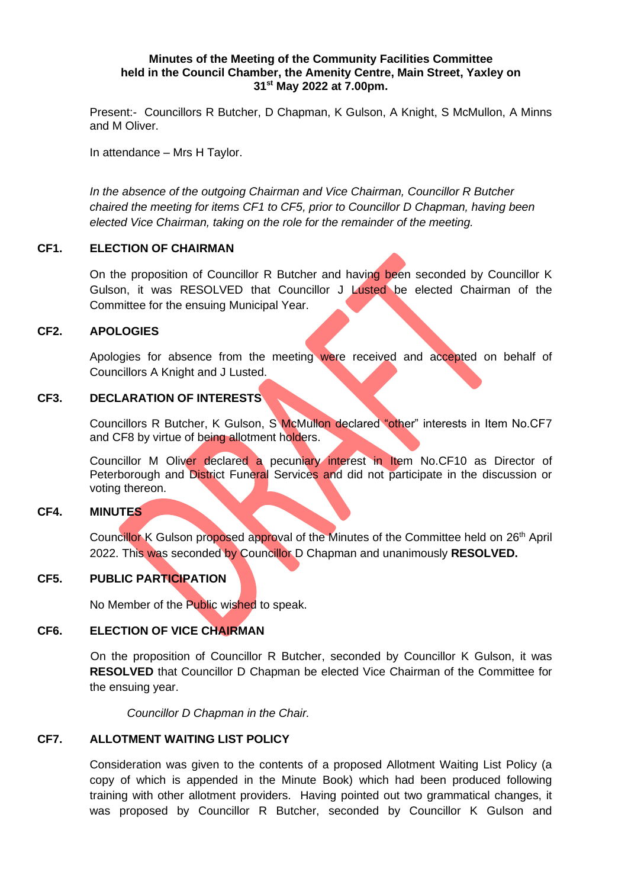**Minutes of the Meeting of the Community Facilities Committee held in the Council Chamber, the Amenity Centre, Main Street, Yaxley on 31st May 2022 at 7.00pm.**

Present:- Councillors R Butcher, D Chapman, K Gulson, A Knight, S McMullon, A Minns and M Oliver.

In attendance – Mrs H Taylor.

*In the absence of the outgoing Chairman and Vice Chairman, Councillor R Butcher chaired the meeting for items CF1 to CF5, prior to Councillor D Chapman, having been elected Vice Chairman, taking on the role for the remainder of the meeting.*

**CF1. ELECTION OF CHAIRMAN**

On the proposition of Councillor R Butcher and having been seconded by Councillor K Gulson, it was RESOLVED that Councillor J Lusted be elected Chairman of the Committee for the ensuing Municipal Year.

**CF2. APOLOGIES**

Apologies for absence from the meeting were received and accepted on behalf of Councillors A Knight and J Lusted.

**CF3. DECLARATION OF INTERESTS**

Councillors R Butcher, K Gulson, S McMullon declared "other" interests in Item No.CF7 and CF8 by virtue of being allotment holders.

Councillor M Oliver declared a pecuniary interest in Item No.CF10 as Director of Peterborough and District Funeral Services and did not participate in the discussion or voting thereon.

**CF4. MINUTES**

Councillor K Gulson proposed approval of the Minutes of the Committee held on 26th April 2022. This was seconded by Councillor D Chapman and unanimously **RESOLVED.**

**CF5. PUBLIC PARTICIPATION**

No Member of the Public wished to speak.

**CF6. ELECTION OF VICE CHAIRMAN**

On the proposition of Councillor R Butcher, seconded by Councillor K Gulson, it was **RESOLVED** that Councillor D Chapman be elected Vice Chairman of the Committee for the ensuing year.

*Councillor D Chapman in the Chair.*

**CF7. ALLOTMENT WAITING LIST POLICY**

Consideration was given to the contents of a proposed Allotment Waiting List Policy (a copy of which is appended in the Minute Book) which had been produced following training with other allotment providers. Having pointed out two grammatical changes, it was proposed by Councillor R Butcher, seconded by Councillor K Gulson and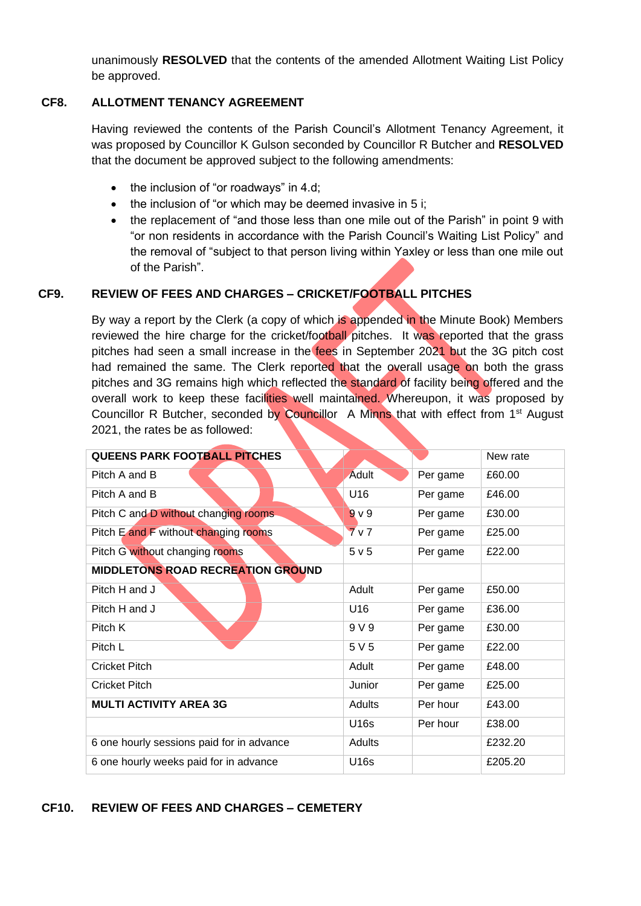unanimously **RESOLVED** that the contents of the amended Allotment Waiting List Policy be approved.

## CF8. ALLOTMENT TENANCY AGREEMENT

Having reviewed the contents of the Parish Council's Allotment Tenancy Agreement, it was proposed by Councillor K Gulson seconded by Councillor R Butcher and **RESOLVED** that the document be approved subject to the following amendments:

- the inclusion of "or roadways" in 4.d;
- the inclusion of "or which may be deemed invasive in 5 i;
- the replacement of "and those less than one mile out of the Parish" in point 9 with "or non residents in accordance with the Parish Council's Waiting List Policy" and the removal of "subject to that person living within Yaxley or less than one mile out of the Parish".

## CF9. REVIEW OF FEES AND CHARGES – CRICKET/FOOTBALL PITCHES

By way a report by the Clerk (a copy of which is appended in the Minute Book) Members reviewed the hire charge for the cricket/football pitches. It was reported that the grass pitches had seen a small increase in the fees in September 2021 but the 3G pitch cost had remained the same. The Clerk reported that the overall usage on both the grass pitches and 3G remains high which reflected the standard of facility being offered and the overall work to keep these facilities well maintained. Whereupon, it was proposed by Councillor R Butcher, seconded by Councillor A Minns that with effect from 1st August 2021, the rates be as followed:

| **QUEENS PARK FOOTBALL PITCHES** | | | New rate |
|---|---|---|---|
| Pitch A and B | Adult | Per game | £60.00 |
| Pitch A and B | U16 | Per game | £46.00 |
| Pitch C and D without changing rooms | 9 v 9 | Per game | £30.00 |
| Pitch E and F without changing rooms | 7 v 7 | Per game | £25.00 |
| Pitch G without changing rooms | 5 v 5 | Per game | £22.00 |
| **MIDDLETONS ROAD RECREATION GROUND** | | | |
| Pitch H and J | Adult | Per game | £50.00 |
| Pitch H and J | U16 | Per game | £36.00 |
| Pitch K | 9 V 9 | Per game | £30.00 |
| Pitch L | 5 V 5 | Per game | £22.00 |
| Cricket Pitch | Adult | Per game | £48.00 |
| Cricket Pitch | Junior | Per game | £25.00 |
| **MULTI ACTIVITY AREA 3G** | Adults | Per hour | £43.00 |
| | U16s | Per hour | £38.00 |
| 6 one hourly sessions paid for in advance | Adults | | £232.20 |
| 6 one hourly weeks paid for in advance | U16s | | £205.20 |

## CF10. REVIEW OF FEES AND CHARGES – CEMETERY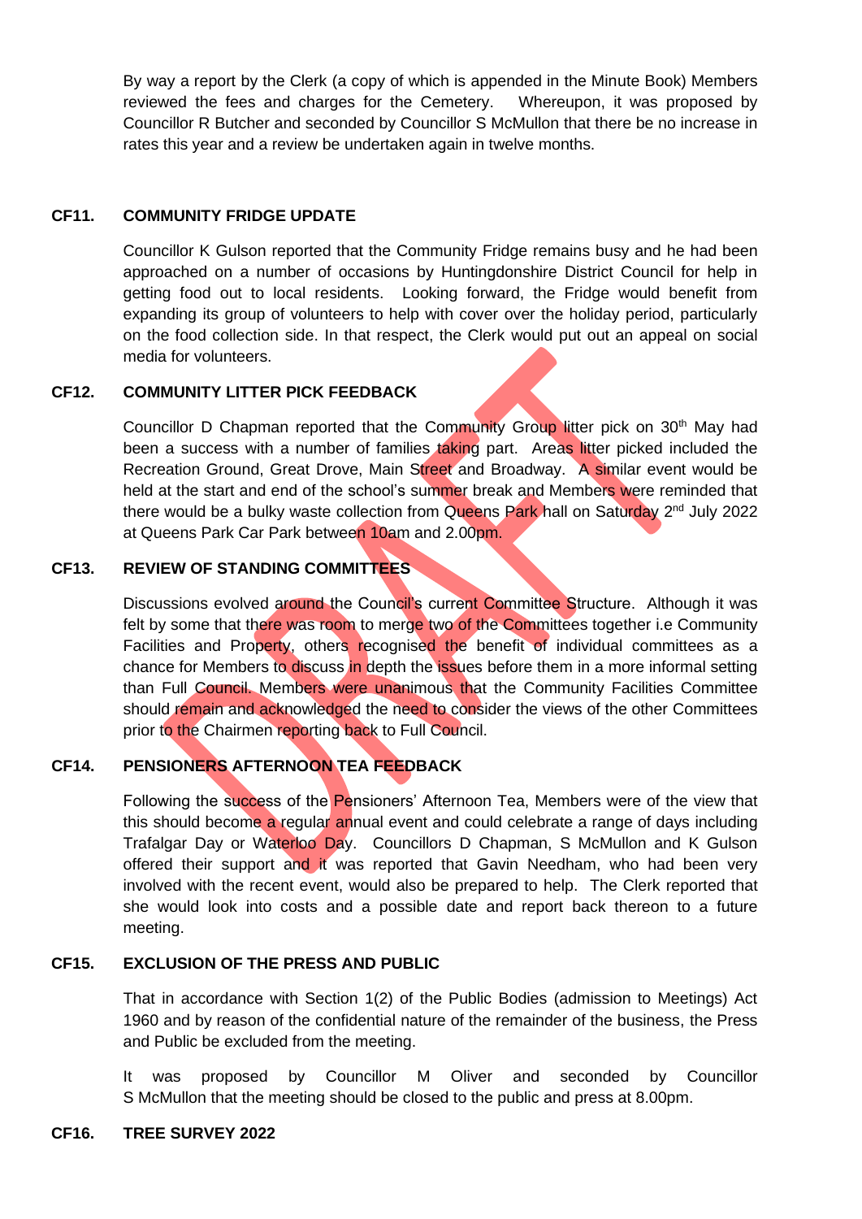By way a report by the Clerk (a copy of which is appended in the Minute Book) Members reviewed the fees and charges for the Cemetery. Whereupon, it was proposed by Councillor R Butcher and seconded by Councillor S McMullon that there be no increase in rates this year and a review be undertaken again in twelve months.

**CF11. COMMUNITY FRIDGE UPDATE**

Councillor K Gulson reported that the Community Fridge remains busy and he had been approached on a number of occasions by Huntingdonshire District Council for help in getting food out to local residents. Looking forward, the Fridge would benefit from expanding its group of volunteers to help with cover over the holiday period, particularly on the food collection side. In that respect, the Clerk would put out an appeal on social media for volunteers.

**CF12. COMMUNITY LITTER PICK FEEDBACK**

Councillor D Chapman reported that the Community Group litter pick on 30th May had been a success with a number of families taking part. Areas litter picked included the Recreation Ground, Great Drove, Main Street and Broadway. A similar event would be held at the start and end of the school's summer break and Members were reminded that there would be a bulky waste collection from Queens Park hall on Saturday 2nd July 2022 at Queens Park Car Park between 10am and 2.00pm.

**CF13. REVIEW OF STANDING COMMITTEES**

Discussions evolved around the Council's current Committee Structure. Although it was felt by some that there was room to merge two of the Committees together i.e Community Facilities and Property, others recognised the benefit of individual committees as a chance for Members to discuss in depth the issues before them in a more informal setting than Full Council. Members were unanimous that the Community Facilities Committee should remain and acknowledged the need to consider the views of the other Committees prior to the Chairmen reporting back to Full Council.

**CF14. PENSIONERS AFTERNOON TEA FEEDBACK**

Following the success of the Pensioners' Afternoon Tea, Members were of the view that this should become a regular annual event and could celebrate a range of days including Trafalgar Day or Waterloo Day. Councillors D Chapman, S McMullon and K Gulson offered their support and it was reported that Gavin Needham, who had been very involved with the recent event, would also be prepared to help. The Clerk reported that she would look into costs and a possible date and report back thereon to a future meeting.

**CF15. EXCLUSION OF THE PRESS AND PUBLIC**

That in accordance with Section 1(2) of the Public Bodies (admission to Meetings) Act 1960 and by reason of the confidential nature of the remainder of the business, the Press and Public be excluded from the meeting.

It was proposed by Councillor M Oliver and seconded by Councillor S McMullon that the meeting should be closed to the public and press at 8.00pm.

**CF16. TREE SURVEY 2022**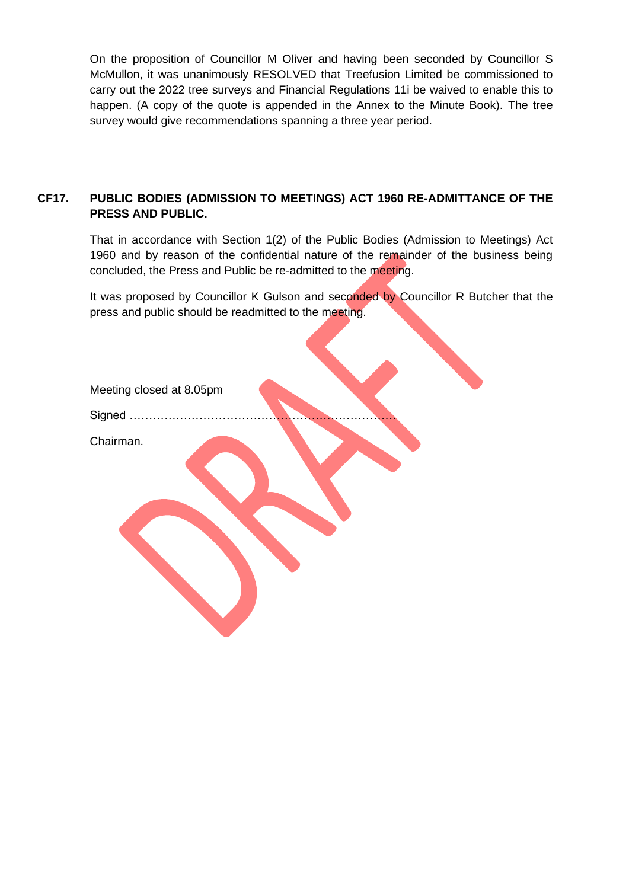On the proposition of Councillor M Oliver and having been seconded by Councillor S McMullon, it was unanimously RESOLVED that Treefusion Limited be commissioned to carry out the 2022 tree surveys and Financial Regulations 11i be waived to enable this to happen. (A copy of the quote is appended in the Annex to the Minute Book). The tree survey would give recommendations spanning a three year period.

**CF17. PUBLIC BODIES (ADMISSION TO MEETINGS) ACT 1960 RE-ADMITTANCE OF THE PRESS AND PUBLIC.**

That in accordance with Section 1(2) of the Public Bodies (Admission to Meetings) Act 1960 and by reason of the confidential nature of the remainder of the business being concluded, the Press and Public be re-admitted to the meeting.

It was proposed by Councillor K Gulson and seconded by Councillor R Butcher that the press and public should be readmitted to the meeting.

Meeting closed at 8.05pm

Signed ……………………………………………………………

Chairman.

DRAFT